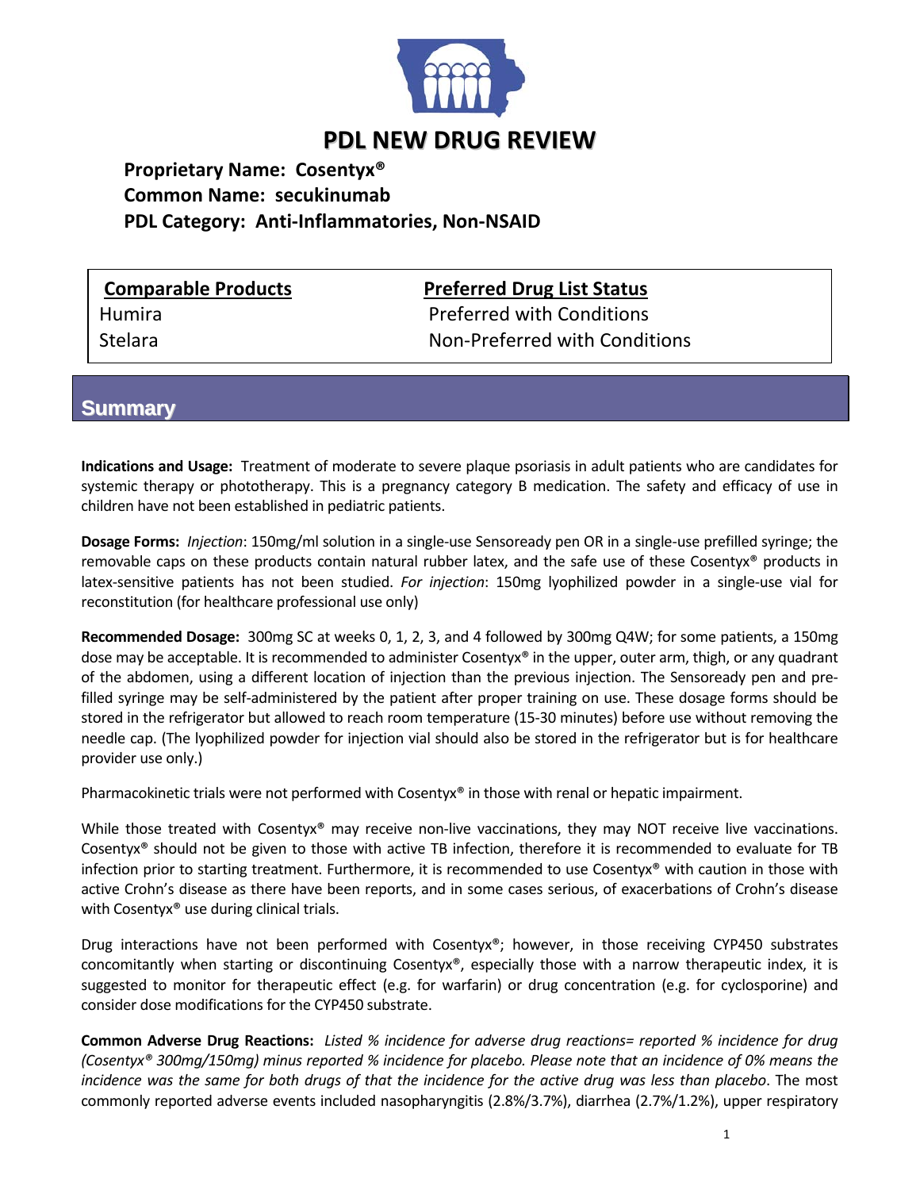# PDL NEW DRUG REVIEW

**Proprietary Name: Cosentyx®**
**Common Name: secukinumab**
**PDL Category: Anti-Inflammatories, Non-NSAID**

| Comparable Products | Preferred Drug List Status |
|---|---|
| Humira | Preferred with Conditions |
| Stelara | Non-Preferred with Conditions |

## Summary

**Indications and Usage:** Treatment of moderate to severe plaque psoriasis in adult patients who are candidates for systemic therapy or phototherapy. This is a pregnancy category B medication. The safety and efficacy of use in children have not been established in pediatric patients.

**Dosage Forms:** *Injection*: 150mg/ml solution in a single-use Sensoready pen OR in a single-use prefilled syringe; the removable caps on these products contain natural rubber latex, and the safe use of these Cosentyx® products in latex-sensitive patients has not been studied. *For injection*: 150mg lyophilized powder in a single-use vial for reconstitution (for healthcare professional use only)

**Recommended Dosage:** 300mg SC at weeks 0, 1, 2, 3, and 4 followed by 300mg Q4W; for some patients, a 150mg dose may be acceptable. It is recommended to administer Cosentyx® in the upper, outer arm, thigh, or any quadrant of the abdomen, using a different location of injection than the previous injection. The Sensoready pen and pre-filled syringe may be self-administered by the patient after proper training on use. These dosage forms should be stored in the refrigerator but allowed to reach room temperature (15-30 minutes) before use without removing the needle cap. (The lyophilized powder for injection vial should also be stored in the refrigerator but is for healthcare provider use only.)

Pharmacokinetic trials were not performed with Cosentyx® in those with renal or hepatic impairment.

While those treated with Cosentyx® may receive non-live vaccinations, they may NOT receive live vaccinations. Cosentyx® should not be given to those with active TB infection, therefore it is recommended to evaluate for TB infection prior to starting treatment. Furthermore, it is recommended to use Cosentyx® with caution in those with active Crohn's disease as there have been reports, and in some cases serious, of exacerbations of Crohn's disease with Cosentyx® use during clinical trials.

Drug interactions have not been performed with Cosentyx®; however, in those receiving CYP450 substrates concomitantly when starting or discontinuing Cosentyx®, especially those with a narrow therapeutic index, it is suggested to monitor for therapeutic effect (e.g. for warfarin) or drug concentration (e.g. for cyclosporine) and consider dose modifications for the CYP450 substrate.

**Common Adverse Drug Reactions:** *Listed % incidence for adverse drug reactions= reported % incidence for drug (Cosentyx® 300mg/150mg) minus reported % incidence for placebo. Please note that an incidence of 0% means the incidence was the same for both drugs of that the incidence for the active drug was less than placebo*. The most commonly reported adverse events included nasopharyngitis (2.8%/3.7%), diarrhea (2.7%/1.2%), upper respiratory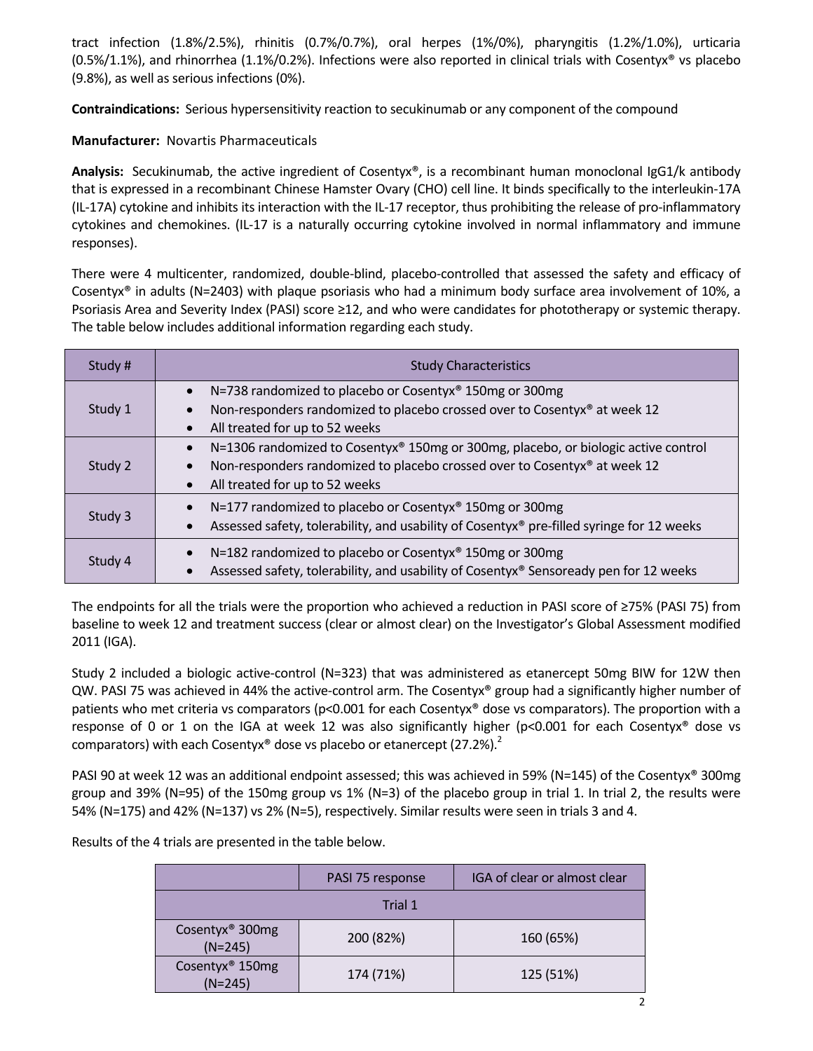tract infection (1.8%/2.5%), rhinitis (0.7%/0.7%), oral herpes (1%/0%), pharyngitis (1.2%/1.0%), urticaria (0.5%/1.1%), and rhinorrhea (1.1%/0.2%). Infections were also reported in clinical trials with Cosentyx® vs placebo (9.8%), as well as serious infections (0%).

**Contraindications:** Serious hypersensitivity reaction to secukinumab or any component of the compound

**Manufacturer:** Novartis Pharmaceuticals

**Analysis:** Secukinumab, the active ingredient of Cosentyx®, is a recombinant human monoclonal IgG1/k antibody that is expressed in a recombinant Chinese Hamster Ovary (CHO) cell line. It binds specifically to the interleukin-17A (IL-17A) cytokine and inhibits its interaction with the IL-17 receptor, thus prohibiting the release of pro-inflammatory cytokines and chemokines. (IL-17 is a naturally occurring cytokine involved in normal inflammatory and immune responses).

There were 4 multicenter, randomized, double-blind, placebo-controlled that assessed the safety and efficacy of Cosentyx® in adults (N=2403) with plaque psoriasis who had a minimum body surface area involvement of 10%, a Psoriasis Area and Severity Index (PASI) score ≥12, and who were candidates for phototherapy or systemic therapy. The table below includes additional information regarding each study.

| Study # | Study Characteristics |
|---|---|
| Study 1 | • N=738 randomized to placebo or Cosentyx® 150mg or 300mg<br>• Non-responders randomized to placebo crossed over to Cosentyx® at week 12<br>• All treated for up to 52 weeks |
| Study 2 | • N=1306 randomized to Cosentyx® 150mg or 300mg, placebo, or biologic active control<br>• Non-responders randomized to placebo crossed over to Cosentyx® at week 12<br>• All treated for up to 52 weeks |
| Study 3 | • N=177 randomized to placebo or Cosentyx® 150mg or 300mg<br>• Assessed safety, tolerability, and usability of Cosentyx® pre-filled syringe for 12 weeks |
| Study 4 | • N=182 randomized to placebo or Cosentyx® 150mg or 300mg<br>• Assessed safety, tolerability, and usability of Cosentyx® Sensoready pen for 12 weeks |

The endpoints for all the trials were the proportion who achieved a reduction in PASI score of ≥75% (PASI 75) from baseline to week 12 and treatment success (clear or almost clear) on the Investigator's Global Assessment modified 2011 (IGA).

Study 2 included a biologic active-control (N=323) that was administered as etanercept 50mg BIW for 12W then QW. PASI 75 was achieved in 44% the active-control arm. The Cosentyx® group had a significantly higher number of patients who met criteria vs comparators (p<0.001 for each Cosentyx® dose vs comparators). The proportion with a response of 0 or 1 on the IGA at week 12 was also significantly higher (p<0.001 for each Cosentyx® dose vs comparators) with each Cosentyx® dose vs placebo or etanercept (27.2%).[2]

PASI 90 at week 12 was an additional endpoint assessed; this was achieved in 59% (N=145) of the Cosentyx® 300mg group and 39% (N=95) of the 150mg group vs 1% (N=3) of the placebo group in trial 1. In trial 2, the results were 54% (N=175) and 42% (N=137) vs 2% (N=5), respectively. Similar results were seen in trials 3 and 4.

Results of the 4 trials are presented in the table below.

| | PASI 75 response | IGA of clear or almost clear |
|---|---|---|
| Trial 1 | | |
| Cosentyx® 300mg (N=245) | 200 (82%) | 160 (65%) |
| Cosentyx® 150mg (N=245) | 174 (71%) | 125 (51%) |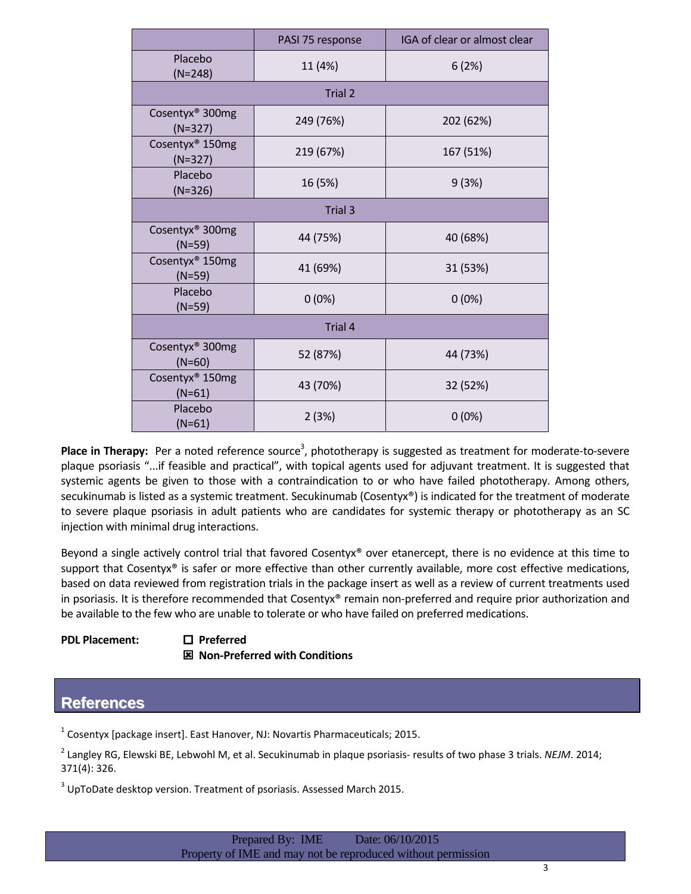| | PASI 75 response | IGA of clear or almost clear |
|---|---|---|
| Placebo (N=248) | 11 (4%) | 6 (2%) |
| Trial 2 | | |
| Cosentyx® 300mg (N=327) | 249 (76%) | 202 (62%) |
| Cosentyx® 150mg (N=327) | 219 (67%) | 167 (51%) |
| Placebo (N=326) | 16 (5%) | 9 (3%) |
| Trial 3 | | |
| Cosentyx® 300mg (N=59) | 44 (75%) | 40 (68%) |
| Cosentyx® 150mg (N=59) | 41 (69%) | 31 (53%) |
| Placebo (N=59) | 0 (0%) | 0 (0%) |
| Trial 4 | | |
| Cosentyx® 300mg (N=60) | 52 (87%) | 44 (73%) |
| Cosentyx® 150mg (N=61) | 43 (70%) | 32 (52%) |
| Placebo (N=61) | 2 (3%) | 0 (0%) |

**Place in Therapy:** Per a noted reference source[3], phototherapy is suggested as treatment for moderate-to-severe plaque psoriasis "...if feasible and practical", with topical agents used for adjuvant treatment. It is suggested that systemic agents be given to those with a contraindication to or who have failed phototherapy. Among others, secukinumab is listed as a systemic treatment. Secukinumab (Cosentyx®) is indicated for the treatment of moderate to severe plaque psoriasis in adult patients who are candidates for systemic therapy or phototherapy as an SC injection with minimal drug interactions.

Beyond a single actively control trial that favored Cosentyx® over etanercept, there is no evidence at this time to support that Cosentyx® is safer or more effective than other currently available, more cost effective medications, based on data reviewed from registration trials in the package insert as well as a review of current treatments used in psoriasis. It is therefore recommended that Cosentyx® remain non-preferred and require prior authorization and be available to the few who are unable to tolerate or who have failed on preferred medications.

**PDL Placement:**
- ☐ **Preferred**
- ☒ **Non-Preferred with Conditions**

## References

[1] Cosentyx [package insert]. East Hanover, NJ: Novartis Pharmaceuticals; 2015.

[2] Langley RG, Elewski BE, Lebwohl M, et al. Secukinumab in plaque psoriasis- results of two phase 3 trials. *NEJM*. 2014; 371(4): 326.

[3] UpToDate desktop version. Treatment of psoriasis. Assessed March 2015.

Prepared By: IME Date: 06/10/2015
Property of IME and may not be reproduced without permission